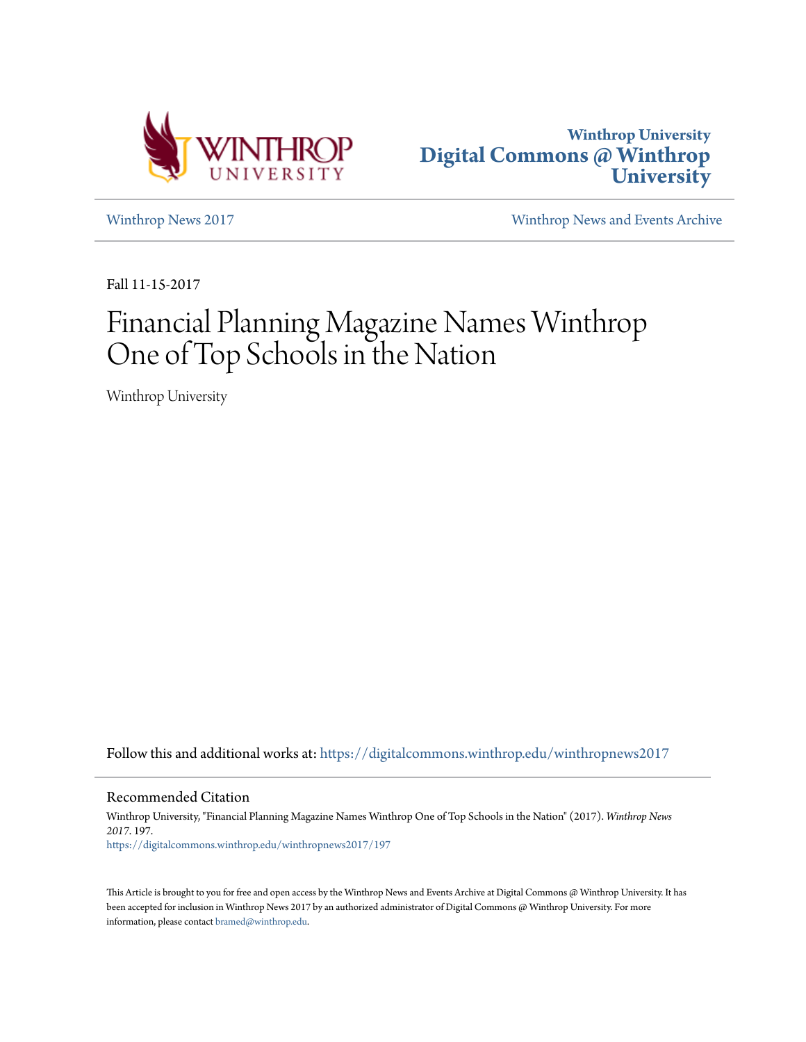Winthrop University
**Digital Commons @ Winthrop University**

Winthrop News 2017 | Winthrop News and Events Archive

Fall 11-15-2017

# Financial Planning Magazine Names Winthrop One of Top Schools in the Nation

Winthrop University

Follow this and additional works at: https://digitalcommons.winthrop.edu/winthropnews2017

## Recommended Citation

Winthrop University, "Financial Planning Magazine Names Winthrop One of Top Schools in the Nation" (2017). *Winthrop News 2017*. 197.
https://digitalcommons.winthrop.edu/winthropnews2017/197

This Article is brought to you for free and open access by the Winthrop News and Events Archive at Digital Commons @ Winthrop University. It has been accepted for inclusion in Winthrop News 2017 by an authorized administrator of Digital Commons @ Winthrop University. For more information, please contact bramed@winthrop.edu.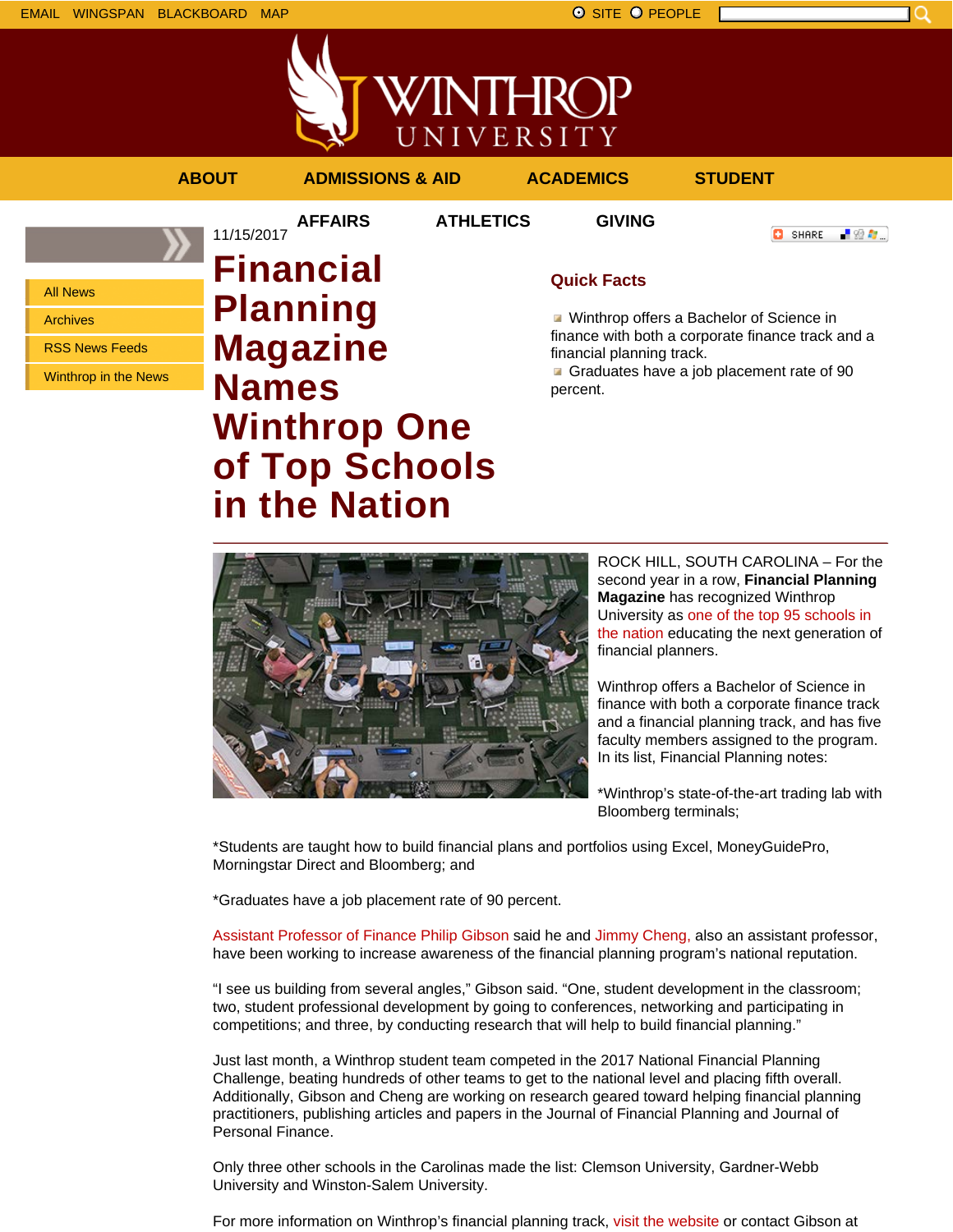EMAIL WINGSPAN BLACKBOARD MAP

SITE PEOPLE

ABOUT ADMISSIONS & AID ACADEMICS STUDENT AFFAIRS ATHLETICS GIVING

- All News
- Archives
- RSS News Feeds
- Winthrop in the News

11/15/2017

# Financial Planning Magazine Names Winthrop One of Top Schools in the Nation

SHARE

### Quick Facts

- Winthrop offers a Bachelor of Science in finance with both a corporate finance track and a financial planning track.
- Graduates have a job placement rate of 90 percent.

---

ROCK HILL, SOUTH CAROLINA – For the second year in a row, **Financial Planning Magazine** has recognized Winthrop University as one of the top 95 schools in the nation educating the next generation of financial planners.

Winthrop offers a Bachelor of Science in finance with both a corporate finance track and a financial planning track, and has five faculty members assigned to the program. In its list, Financial Planning notes:

*Winthrop's state-of-the-art trading lab with Bloomberg terminals;

*Students are taught how to build financial plans and portfolios using Excel, MoneyGuidePro, Morningstar Direct and Bloomberg; and

*Graduates have a job placement rate of 90 percent.

Assistant Professor of Finance Philip Gibson said he and Jimmy Cheng, also an assistant professor, have been working to increase awareness of the financial planning program's national reputation.

"I see us building from several angles," Gibson said. "One, student development in the classroom; two, student professional development by going to conferences, networking and participating in competitions; and three, by conducting research that will help to build financial planning."

Just last month, a Winthrop student team competed in the 2017 National Financial Planning Challenge, beating hundreds of other teams to get to the national level and placing fifth overall. Additionally, Gibson and Cheng are working on research geared toward helping financial planning practitioners, publishing articles and papers in the Journal of Financial Planning and Journal of Personal Finance.

Only three other schools in the Carolinas made the list: Clemson University, Gardner-Webb University and Winston-Salem University.

For more information on Winthrop's financial planning track, visit the website or contact Gibson at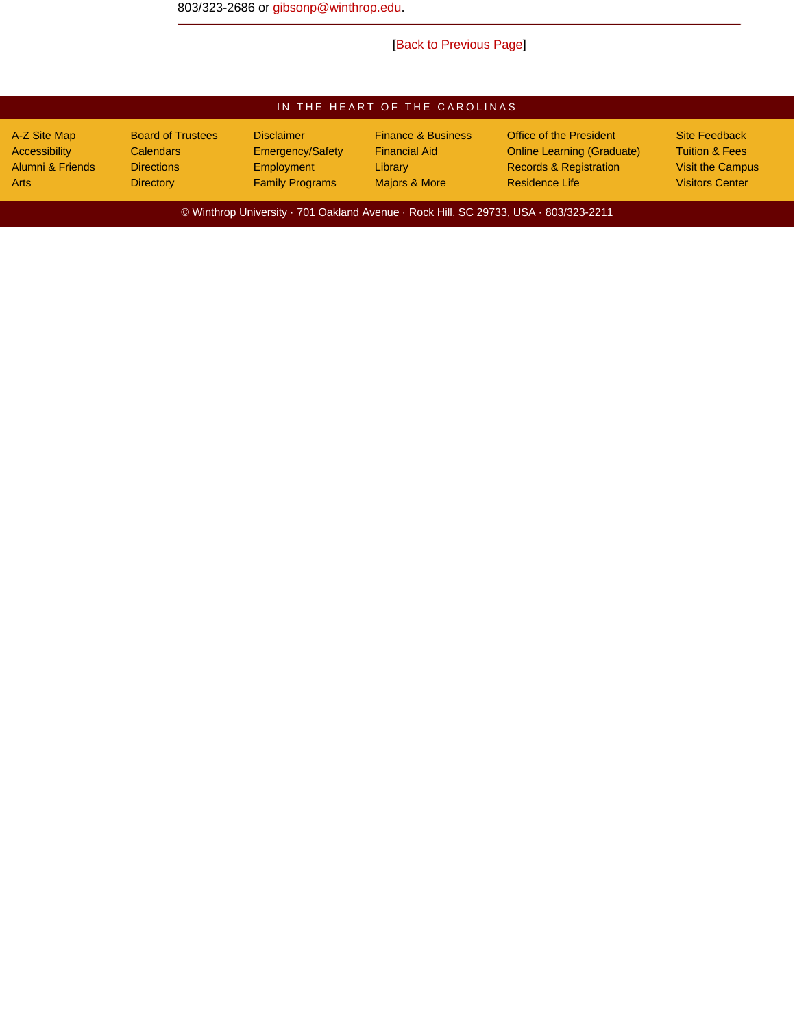803/323-2686 or gibsonp@winthrop.edu.

---

[Back to Previous Page]

IN THE HEART OF THE CAROLINAS

A-Z Site Map
Accessibility
Alumni & Friends
Arts
Board of Trustees
Calendars
Directions
Directory
Disclaimer
Emergency/Safety
Employment
Family Programs
Finance & Business
Financial Aid
Library
Majors & More
Office of the President
Online Learning (Graduate)
Records & Registration
Residence Life
Site Feedback
Tuition & Fees
Visit the Campus
Visitors Center

© Winthrop University · 701 Oakland Avenue · Rock Hill, SC 29733, USA · 803/323-2211